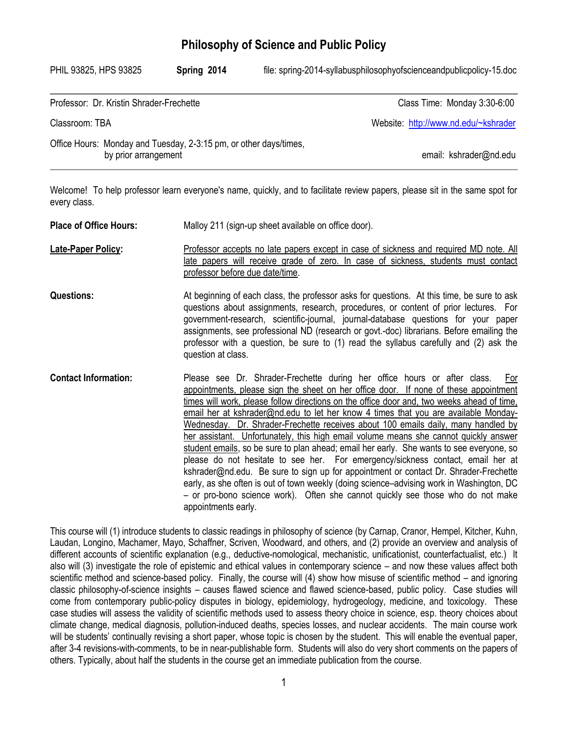# Philosophy of Science and Public Policy

PHIL 93825, HPS 93825 **Spring 2014** file: spring-2014-syllabusphilosophyofscienceandpublicpolicy-15.doc

---

Professor: Dr. Kristin Shrader-Frechette Class Time: Monday 3:30-6:00

Classroom: TBA Website: http://www.nd.edu/~kshrader

Office Hours: Monday and Tuesday, 2-3:15 pm, or other days/times, by prior arrangement email: kshrader@nd.edu

---

Welcome! To help professor learn everyone's name, quickly, and to facilitate review papers, please sit in the same spot for every class.

**Place of Office Hours:** Malloy 211 (sign-up sheet available on office door).

**Late-Paper Policy:** Professor accepts no late papers except in case of sickness and required MD note. All late papers will receive grade of zero. In case of sickness, students must contact professor before due date/time.

**Questions:** At beginning of each class, the professor asks for questions. At this time, be sure to ask questions about assignments, research, procedures, or content of prior lectures. For government-research, scientific-journal, journal-database questions for your paper assignments, see professional ND (research or govt.-doc) librarians. Before emailing the professor with a question, be sure to (1) read the syllabus carefully and (2) ask the question at class.

**Contact Information:** Please see Dr. Shrader-Frechette during her office hours or after class. For appointments, please sign the sheet on her office door. If none of these appointment times will work, please follow directions on the office door and, two weeks ahead of time, email her at kshrader@nd.edu to let her know 4 times that you are available Monday-Wednesday. Dr. Shrader-Frechette receives about 100 emails daily, many handled by her assistant. Unfortunately, this high email volume means she cannot quickly answer student emails, so be sure to plan ahead; email her early. She wants to see everyone, so please do not hesitate to see her. For emergency/sickness contact, email her at kshrader@nd.edu. Be sure to sign up for appointment or contact Dr. Shrader-Frechette early, as she often is out of town weekly (doing science–advising work in Washington, DC – or pro-bono science work). Often she cannot quickly see those who do not make appointments early.

This course will (1) introduce students to classic readings in philosophy of science (by Carnap, Cranor, Hempel, Kitcher, Kuhn, Laudan, Longino, Machamer, Mayo, Schaffner, Scriven, Woodward, and others, and (2) provide an overview and analysis of different accounts of scientific explanation (e.g., deductive-nomological, mechanistic, unificationist, counterfactualist, etc.) It also will (3) investigate the role of epistemic and ethical values in contemporary science – and now these values affect both scientific method and science-based policy. Finally, the course will (4) show how misuse of scientific method – and ignoring classic philosophy-of-science insights – causes flawed science and flawed science-based, public policy. Case studies will come from contemporary public-policy disputes in biology, epidemiology, hydrogeology, medicine, and toxicology. These case studies will assess the validity of scientific methods used to assess theory choice in science, esp. theory choices about climate change, medical diagnosis, pollution-induced deaths, species losses, and nuclear accidents. The main course work will be students' continually revising a short paper, whose topic is chosen by the student. This will enable the eventual paper, after 3-4 revisions-with-comments, to be in near-publishable form. Students will also do very short comments on the papers of others. Typically, about half the students in the course get an immediate publication from the course.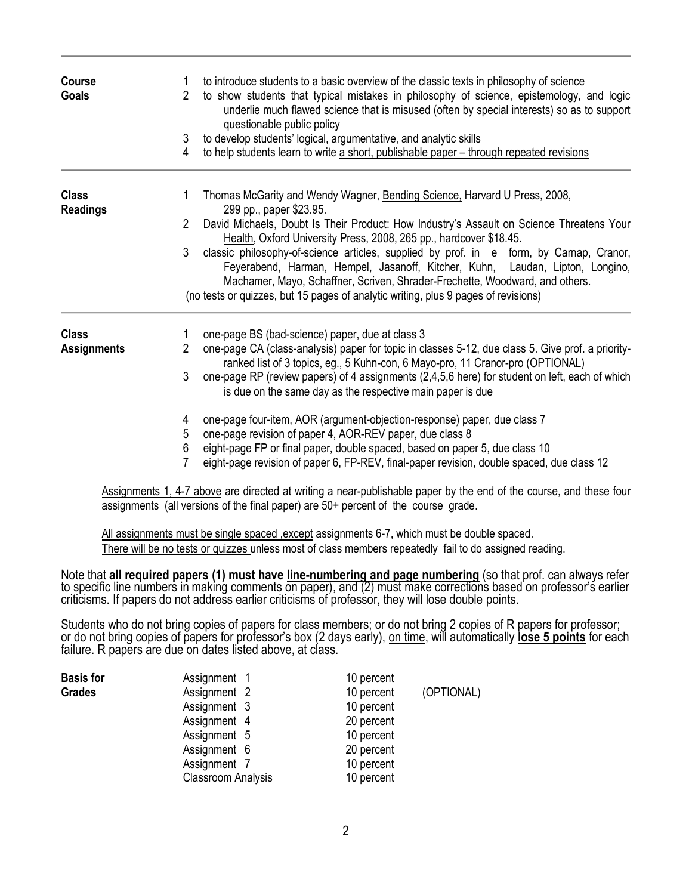**Course Goals**

1. to introduce students to a basic overview of the classic texts in philosophy of science
2. to show students that typical mistakes in philosophy of science, epistemology, and logic underlie much flawed science that is misused (often by special interests) so as to support questionable public policy
3. to develop students' logical, argumentative, and analytic skills
4. to help students learn to write a short, publishable paper – through repeated revisions

**Class Readings**

1. Thomas McGarity and Wendy Wagner, Bending Science, Harvard U Press, 2008, 299 pp., paper $23.95.
2. David Michaels, Doubt Is Their Product: How Industry's Assault on Science Threatens Your Health, Oxford University Press, 2008, 265 pp., hardcover $18.45.
3. classic philosophy-of-science articles, supplied by prof. in e form, by Carnap, Cranor, Feyerabend, Harman, Hempel, Jasanoff, Kitcher, Kuhn, Laudan, Lipton, Longino, Machamer, Mayo, Schaffner, Scriven, Shrader-Frechette, Woodward, and others.

(no tests or quizzes, but 15 pages of analytic writing, plus 9 pages of revisions)

**Class Assignments**

1. one-page BS (bad-science) paper, due at class 3
2. one-page CA (class-analysis) paper for topic in classes 5-12, due class 5. Give prof. a priority-ranked list of 3 topics, eg., 5 Kuhn-con, 6 Mayo-pro, 11 Cranor-pro (OPTIONAL)
3. one-page RP (review papers) of 4 assignments (2,4,5,6 here) for student on left, each of which is due on the same day as the respective main paper is due
4. one-page four-item, AOR (argument-objection-response) paper, due class 7
5. one-page revision of paper 4, AOR-REV paper, due class 8
6. eight-page FP or final paper, double spaced, based on paper 5, due class 10
7. eight-page revision of paper 6, FP-REV, final-paper revision, double spaced, due class 12

Assignments 1, 4-7 above are directed at writing a near-publishable paper by the end of the course, and these four assignments (all versions of the final paper) are 50+ percent of the course grade.

All assignments must be single spaced ,except assignments 6-7, which must be double spaced.
There will be no tests or quizzes unless most of class members repeatedly fail to do assigned reading.

Note that **all required papers (1) must have line-numbering and page numbering** (so that prof. can always refer to specific line numbers in making comments on paper), and (2) must make corrections based on professor's earlier criticisms. If papers do not address earlier criticisms of professor, they will lose double points.

Students who do not bring copies of papers for class members; or do not bring 2 copies of R papers for professor; or do not bring copies of papers for professor's box (2 days early), on time, will automatically **lose 5 points** for each failure. R papers are due on dates listed above, at class.

**Basis for Grades**

| Assignment | Percent | |
|---|---|---|
| Assignment 1 | 10 percent | |
| Assignment 2 | 10 percent | (OPTIONAL) |
| Assignment 3 | 10 percent | |
| Assignment 4 | 20 percent | |
| Assignment 5 | 10 percent | |
| Assignment 6 | 20 percent | |
| Assignment 7 | 10 percent | |
| Classroom Analysis | 10 percent | |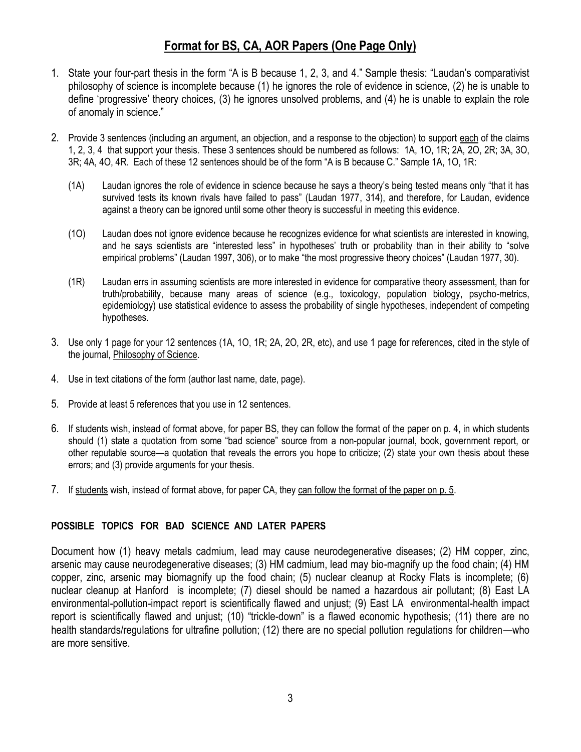## <u>Format for BS, CA, AOR Papers (One Page Only)</u>

1. State your four-part thesis in the form "A is B because 1, 2, 3, and 4." Sample thesis: "Laudan's comparativist philosophy of science is incomplete because (1) he ignores the role of evidence in science, (2) he is unable to define 'progressive' theory choices, (3) he ignores unsolved problems, and (4) he is unable to explain the role of anomaly in science."

2. Provide 3 sentences (including an argument, an objection, and a response to the objection) to support <u>each</u> of the claims 1, 2, 3, 4 that support your thesis. These 3 sentences should be numbered as follows: 1A, 1O, 1R; 2A, 2O, 2R; 3A, 3O, 3R; 4A, 4O, 4R. Each of these 12 sentences should be of the form "A is B because C." Sample 1A, 1O, 1R:

   (1A) Laudan ignores the role of evidence in science because he says a theory's being tested means only "that it has survived tests its known rivals have failed to pass" (Laudan 1977, 314), and therefore, for Laudan, evidence against a theory can be ignored until some other theory is successful in meeting this evidence.

   (1O) Laudan does not ignore evidence because he recognizes evidence for what scientists are interested in knowing, and he says scientists are "interested less" in hypotheses' truth or probability than in their ability to "solve empirical problems" (Laudan 1997, 306), or to make "the most progressive theory choices" (Laudan 1977, 30).

   (1R) Laudan errs in assuming scientists are more interested in evidence for comparative theory assessment, than for truth/probability, because many areas of science (e.g., toxicology, population biology, psycho-metrics, epidemiology) use statistical evidence to assess the probability of single hypotheses, independent of competing hypotheses.

3. Use only 1 page for your 12 sentences (1A, 1O, 1R; 2A, 2O, 2R, etc), and use 1 page for references, cited in the style of the journal, <u>Philosophy of Science</u>.

4. Use in text citations of the form (author last name, date, page).

5. Provide at least 5 references that you use in 12 sentences.

6. If students wish, instead of format above, for paper BS, they can follow the format of the paper on p. 4, in which students should (1) state a quotation from some "bad science" source from a non-popular journal, book, government report, or other reputable source—a quotation that reveals the errors you hope to criticize; (2) state your own thesis about these errors; and (3) provide arguments for your thesis.

7. If <u>students</u> wish, instead of format above, for paper CA, they <u>can follow the format of the paper on p. 5</u>.

### POSSIBLE TOPICS FOR BAD SCIENCE AND LATER PAPERS

Document how (1) heavy metals cadmium, lead may cause neurodegenerative diseases; (2) HM copper, zinc, arsenic may cause neurodegenerative diseases; (3) HM cadmium, lead may bio-magnify up the food chain; (4) HM copper, zinc, arsenic may biomagnify up the food chain; (5) nuclear cleanup at Rocky Flats is incomplete; (6) nuclear cleanup at Hanford is incomplete; (7) diesel should be named a hazardous air pollutant; (8) East LA environmental-pollution-impact report is scientifically flawed and unjust; (9) East LA environmental-health impact report is scientifically flawed and unjust; (10) "trickle-down" is a flawed economic hypothesis; (11) there are no health standards/regulations for ultrafine pollution; (12) there are no special pollution regulations for children—who are more sensitive.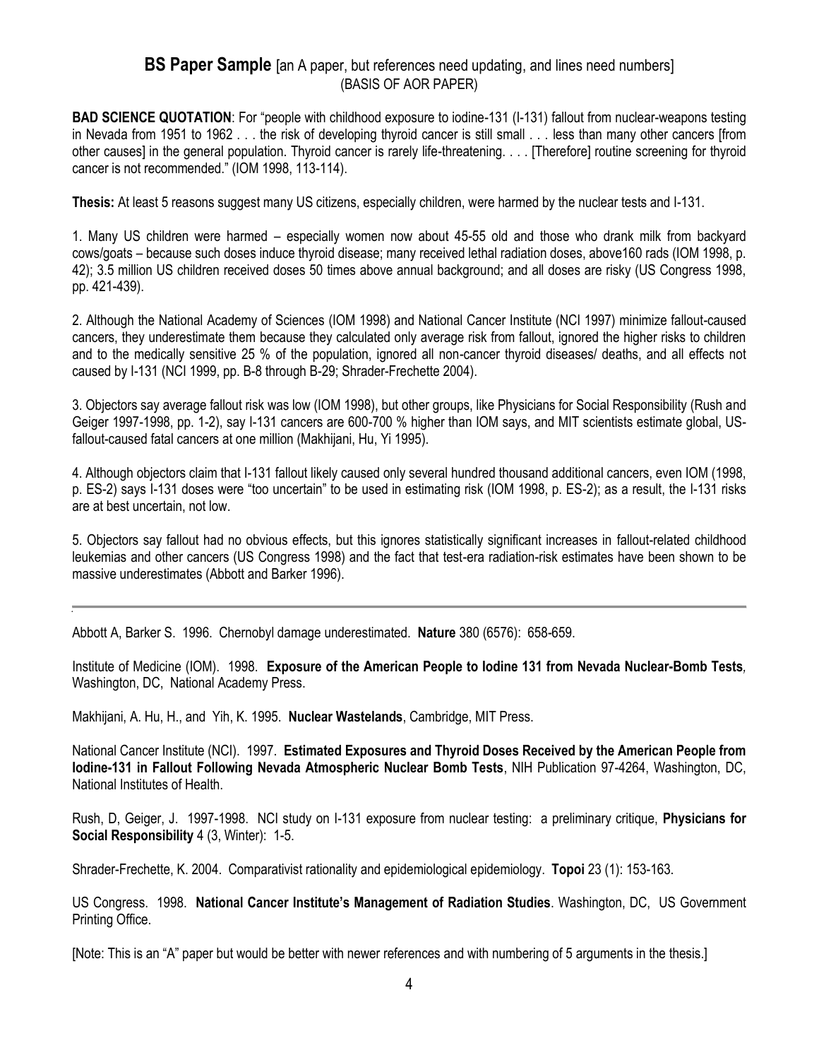## BS Paper Sample [an A paper, but references need updating, and lines need numbers] (BASIS OF AOR PAPER)

**BAD SCIENCE QUOTATION**: For "people with childhood exposure to iodine-131 (I-131) fallout from nuclear-weapons testing in Nevada from 1951 to 1962 . . . the risk of developing thyroid cancer is still small . . . less than many other cancers [from other causes] in the general population. Thyroid cancer is rarely life-threatening. . . . [Therefore] routine screening for thyroid cancer is not recommended." (IOM 1998, 113-114).

**Thesis:** At least 5 reasons suggest many US citizens, especially children, were harmed by the nuclear tests and I-131.

1. Many US children were harmed – especially women now about 45-55 old and those who drank milk from backyard cows/goats – because such doses induce thyroid disease; many received lethal radiation doses, above160 rads (IOM 1998, p. 42); 3.5 million US children received doses 50 times above annual background; and all doses are risky (US Congress 1998, pp. 421-439).

2. Although the National Academy of Sciences (IOM 1998) and National Cancer Institute (NCI 1997) minimize fallout-caused cancers, they underestimate them because they calculated only average risk from fallout, ignored the higher risks to children and to the medically sensitive 25 % of the population, ignored all non-cancer thyroid diseases/ deaths, and all effects not caused by I-131 (NCI 1999, pp. B-8 through B-29; Shrader-Frechette 2004).

3. Objectors say average fallout risk was low (IOM 1998), but other groups, like Physicians for Social Responsibility (Rush and Geiger 1997-1998, pp. 1-2), say I-131 cancers are 600-700 % higher than IOM says, and MIT scientists estimate global, US-fallout-caused fatal cancers at one million (Makhijani, Hu, Yi 1995).

4. Although objectors claim that I-131 fallout likely caused only several hundred thousand additional cancers, even IOM (1998, p. ES-2) says I-131 doses were "too uncertain" to be used in estimating risk (IOM 1998, p. ES-2); as a result, the I-131 risks are at best uncertain, not low.

5. Objectors say fallout had no obvious effects, but this ignores statistically significant increases in fallout-related childhood leukemias and other cancers (US Congress 1998) and the fact that test-era radiation-risk estimates have been shown to be massive underestimates (Abbott and Barker 1996).

---

Abbott A, Barker S. 1996. Chernobyl damage underestimated. **Nature** 380 (6576): 658-659.

Institute of Medicine (IOM). 1998. **Exposure of the American People to Iodine 131 from Nevada Nuclear-Bomb Tests**, Washington, DC, National Academy Press.

Makhijani, A. Hu, H., and Yih, K. 1995. **Nuclear Wastelands**, Cambridge, MIT Press.

National Cancer Institute (NCI). 1997. **Estimated Exposures and Thyroid Doses Received by the American People from Iodine-131 in Fallout Following Nevada Atmospheric Nuclear Bomb Tests**, NIH Publication 97-4264, Washington, DC, National Institutes of Health.

Rush, D, Geiger, J. 1997-1998. NCI study on I-131 exposure from nuclear testing: a preliminary critique, **Physicians for Social Responsibility** 4 (3, Winter): 1-5.

Shrader-Frechette, K. 2004. Comparativist rationality and epidemiological epidemiology. **Topoi** 23 (1): 153-163.

US Congress. 1998. **National Cancer Institute's Management of Radiation Studies**. Washington, DC, US Government Printing Office.

[Note: This is an "A" paper but would be better with newer references and with numbering of 5 arguments in the thesis.]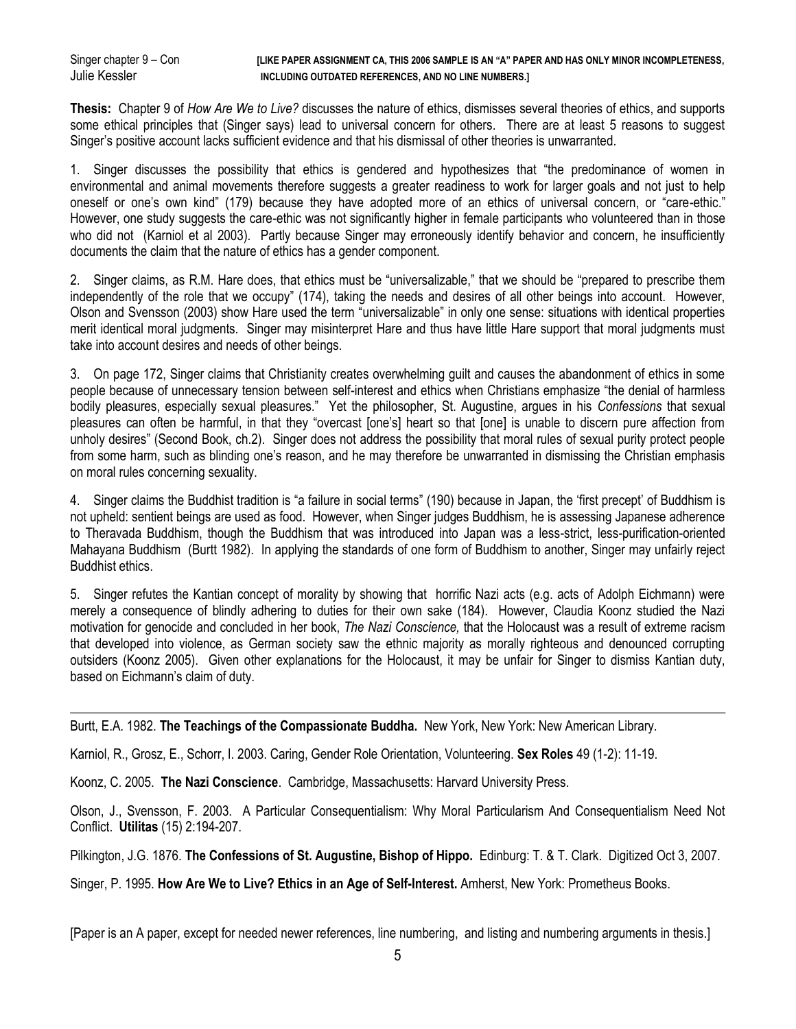Singer chapter 9 – Con
Julie Kessler

**[LIKE PAPER ASSIGNMENT CA, THIS 2006 SAMPLE IS AN "A" PAPER AND HAS ONLY MINOR INCOMPLETENESS, INCLUDING OUTDATED REFERENCES, AND NO LINE NUMBERS.]**

**Thesis:** Chapter 9 of *How Are We to Live?* discusses the nature of ethics, dismisses several theories of ethics, and supports some ethical principles that (Singer says) lead to universal concern for others. There are at least 5 reasons to suggest Singer's positive account lacks sufficient evidence and that his dismissal of other theories is unwarranted.

1. Singer discusses the possibility that ethics is gendered and hypothesizes that "the predominance of women in environmental and animal movements therefore suggests a greater readiness to work for larger goals and not just to help oneself or one's own kind" (179) because they have adopted more of an ethics of universal concern, or "care-ethic." However, one study suggests the care-ethic was not significantly higher in female participants who volunteered than in those who did not (Karniol et al 2003). Partly because Singer may erroneously identify behavior and concern, he insufficiently documents the claim that the nature of ethics has a gender component.

2. Singer claims, as R.M. Hare does, that ethics must be "universalizable," that we should be "prepared to prescribe them independently of the role that we occupy" (174), taking the needs and desires of all other beings into account. However, Olson and Svensson (2003) show Hare used the term "universalizable" in only one sense: situations with identical properties merit identical moral judgments. Singer may misinterpret Hare and thus have little Hare support that moral judgments must take into account desires and needs of other beings.

3. On page 172, Singer claims that Christianity creates overwhelming guilt and causes the abandonment of ethics in some people because of unnecessary tension between self-interest and ethics when Christians emphasize "the denial of harmless bodily pleasures, especially sexual pleasures." Yet the philosopher, St. Augustine, argues in his *Confessions* that sexual pleasures can often be harmful, in that they "overcast [one's] heart so that [one] is unable to discern pure affection from unholy desires" (Second Book, ch.2). Singer does not address the possibility that moral rules of sexual purity protect people from some harm, such as blinding one's reason, and he may therefore be unwarranted in dismissing the Christian emphasis on moral rules concerning sexuality.

4. Singer claims the Buddhist tradition is "a failure in social terms" (190) because in Japan, the 'first precept' of Buddhism is not upheld: sentient beings are used as food. However, when Singer judges Buddhism, he is assessing Japanese adherence to Theravada Buddhism, though the Buddhism that was introduced into Japan was a less-strict, less-purification-oriented Mahayana Buddhism (Burtt 1982). In applying the standards of one form of Buddhism to another, Singer may unfairly reject Buddhist ethics.

5. Singer refutes the Kantian concept of morality by showing that horrific Nazi acts (e.g. acts of Adolph Eichmann) were merely a consequence of blindly adhering to duties for their own sake (184). However, Claudia Koonz studied the Nazi motivation for genocide and concluded in her book, *The Nazi Conscience,* that the Holocaust was a result of extreme racism that developed into violence, as German society saw the ethnic majority as morally righteous and denounced corrupting outsiders (Koonz 2005). Given other explanations for the Holocaust, it may be unfair for Singer to dismiss Kantian duty, based on Eichmann's claim of duty.

---

Burtt, E.A. 1982. **The Teachings of the Compassionate Buddha.** New York, New York: New American Library.

Karniol, R., Grosz, E., Schorr, I. 2003. Caring, Gender Role Orientation, Volunteering. **Sex Roles** 49 (1-2): 11-19.

Koonz, C. 2005. **The Nazi Conscience**. Cambridge, Massachusetts: Harvard University Press.

Olson, J., Svensson, F. 2003. A Particular Consequentialism: Why Moral Particularism And Consequentialism Need Not Conflict. **Utilitas** (15) 2:194-207.

Pilkington, J.G. 1876. **The Confessions of St. Augustine, Bishop of Hippo.** Edinburg: T. & T. Clark. Digitized Oct 3, 2007.

Singer, P. 1995. **How Are We to Live? Ethics in an Age of Self-Interest.** Amherst, New York: Prometheus Books.

[Paper is an A paper, except for needed newer references, line numbering, and listing and numbering arguments in thesis.]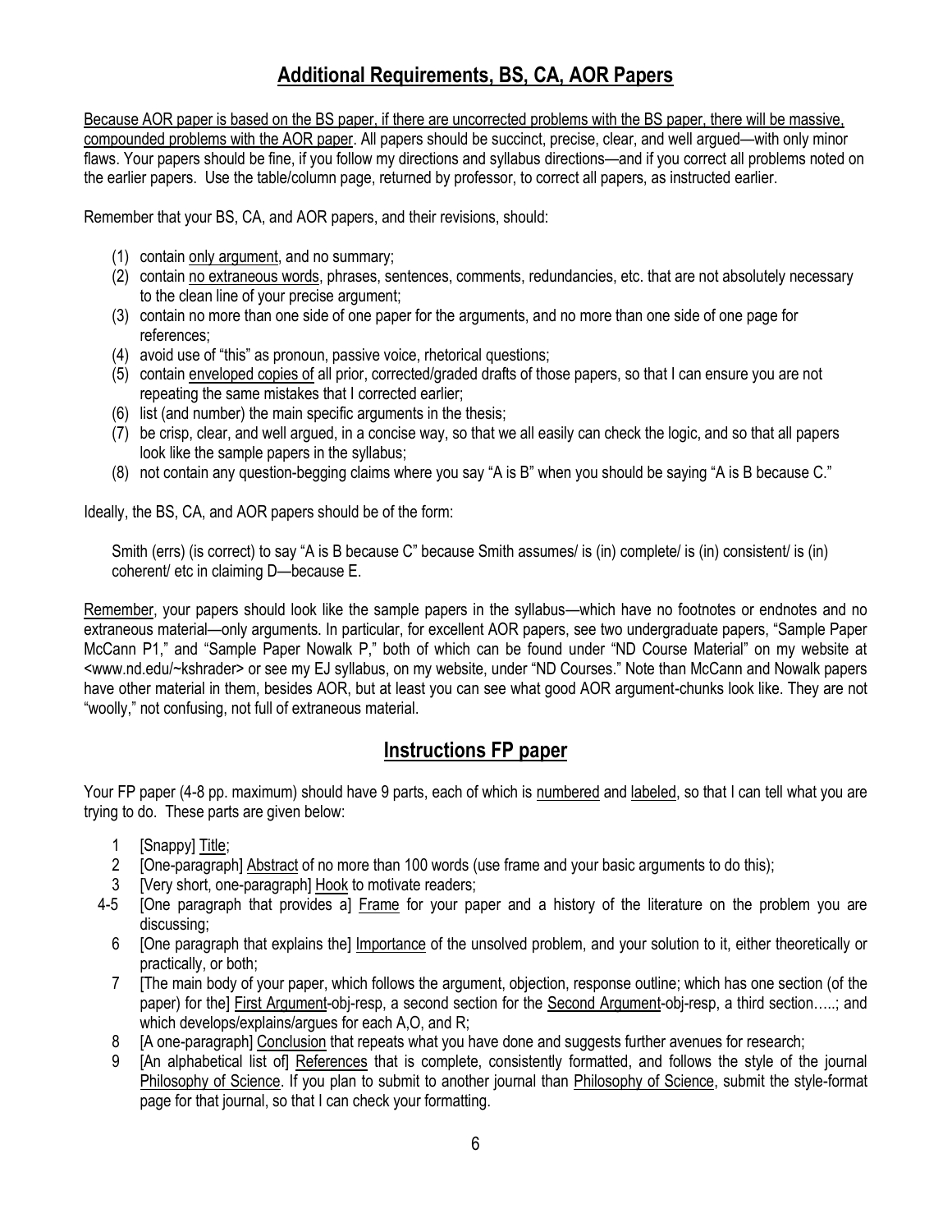## Additional Requirements, BS, CA, AOR Papers

Because AOR paper is based on the BS paper, if there are uncorrected problems with the BS paper, there will be massive, compounded problems with the AOR paper. All papers should be succinct, precise, clear, and well argued—with only minor flaws. Your papers should be fine, if you follow my directions and syllabus directions—and if you correct all problems noted on the earlier papers. Use the table/column page, returned by professor, to correct all papers, as instructed earlier.

Remember that your BS, CA, and AOR papers, and their revisions, should:

(1) contain only argument, and no summary;
(2) contain no extraneous words, phrases, sentences, comments, redundancies, etc. that are not absolutely necessary to the clean line of your precise argument;
(3) contain no more than one side of one paper for the arguments, and no more than one side of one page for references;
(4) avoid use of "this" as pronoun, passive voice, rhetorical questions;
(5) contain enveloped copies of all prior, corrected/graded drafts of those papers, so that I can ensure you are not repeating the same mistakes that I corrected earlier;
(6) list (and number) the main specific arguments in the thesis;
(7) be crisp, clear, and well argued, in a concise way, so that we all easily can check the logic, and so that all papers look like the sample papers in the syllabus;
(8) not contain any question-begging claims where you say "A is B" when you should be saying "A is B because C."

Ideally, the BS, CA, and AOR papers should be of the form:

> Smith (errs) (is correct) to say "A is B because C" because Smith assumes/ is (in) complete/ is (in) consistent/ is (in) coherent/ etc in claiming D—because E.

Remember, your papers should look like the sample papers in the syllabus—which have no footnotes or endnotes and no extraneous material—only arguments. In particular, for excellent AOR papers, see two undergraduate papers, "Sample Paper McCann P1," and "Sample Paper Nowalk P," both of which can be found under "ND Course Material" on my website at <www.nd.edu/~kshrader> or see my EJ syllabus, on my website, under "ND Courses." Note than McCann and Nowalk papers have other material in them, besides AOR, but at least you can see what good AOR argument-chunks look like. They are not "woolly," not confusing, not full of extraneous material.

## Instructions FP paper

Your FP paper (4-8 pp. maximum) should have 9 parts, each of which is numbered and labeled, so that I can tell what you are trying to do. These parts are given below:

1 [Snappy] Title;
2 [One-paragraph] Abstract of no more than 100 words (use frame and your basic arguments to do this);
3 [Very short, one-paragraph] Hook to motivate readers;
4-5 [One paragraph that provides a] Frame for your paper and a history of the literature on the problem you are discussing;
6 [One paragraph that explains the] Importance of the unsolved problem, and your solution to it, either theoretically or practically, or both;
7 [The main body of your paper, which follows the argument, objection, response outline; which has one section (of the paper) for the] First Argument-obj-resp, a second section for the Second Argument-obj-resp, a third section…..; and which develops/explains/argues for each A,O, and R;
8 [A one-paragraph] Conclusion that repeats what you have done and suggests further avenues for research;
9 [An alphabetical list of] References that is complete, consistently formatted, and follows the style of the journal *Philosophy of Science*. If you plan to submit to another journal than *Philosophy of Science*, submit the style-format page for that journal, so that I can check your formatting.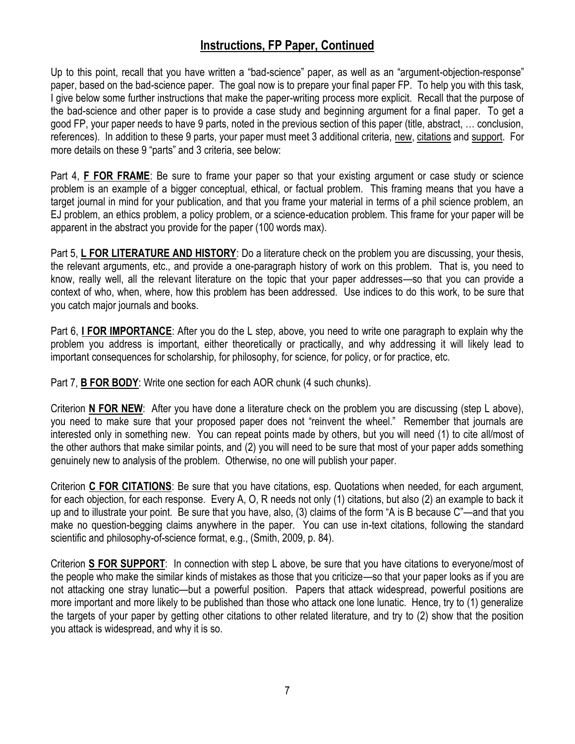## Instructions, FP Paper, Continued

Up to this point, recall that you have written a "bad-science" paper, as well as an "argument-objection-response" paper, based on the bad-science paper. The goal now is to prepare your final paper FP. To help you with this task, I give below some further instructions that make the paper-writing process more explicit. Recall that the purpose of the bad-science and other paper is to provide a case study and beginning argument for a final paper. To get a good FP, your paper needs to have 9 parts, noted in the previous section of this paper (title, abstract, … conclusion, references). In addition to these 9 parts, your paper must meet 3 additional criteria, new, citations and support. For more details on these 9 "parts" and 3 criteria, see below:

Part 4, **F FOR FRAME**: Be sure to frame your paper so that your existing argument or case study or science problem is an example of a bigger conceptual, ethical, or factual problem. This framing means that you have a target journal in mind for your publication, and that you frame your material in terms of a phil science problem, an EJ problem, an ethics problem, a policy problem, or a science-education problem. This frame for your paper will be apparent in the abstract you provide for the paper (100 words max).

Part 5, **L FOR LITERATURE AND HISTORY**: Do a literature check on the problem you are discussing, your thesis, the relevant arguments, etc., and provide a one-paragraph history of work on this problem. That is, you need to know, really well, all the relevant literature on the topic that your paper addresses—so that you can provide a context of who, when, where, how this problem has been addressed. Use indices to do this work, to be sure that you catch major journals and books.

Part 6, **I FOR IMPORTANCE**: After you do the L step, above, you need to write one paragraph to explain why the problem you address is important, either theoretically or practically, and why addressing it will likely lead to important consequences for scholarship, for philosophy, for science, for policy, or for practice, etc.

Part 7, **B FOR BODY**: Write one section for each AOR chunk (4 such chunks).

Criterion **N FOR NEW**: After you have done a literature check on the problem you are discussing (step L above), you need to make sure that your proposed paper does not "reinvent the wheel." Remember that journals are interested only in something new. You can repeat points made by others, but you will need (1) to cite all/most of the other authors that make similar points, and (2) you will need to be sure that most of your paper adds something genuinely new to analysis of the problem. Otherwise, no one will publish your paper.

Criterion **C FOR CITATIONS**: Be sure that you have citations, esp. Quotations when needed, for each argument, for each objection, for each response. Every A, O, R needs not only (1) citations, but also (2) an example to back it up and to illustrate your point. Be sure that you have, also, (3) claims of the form "A is B because C"—and that you make no question-begging claims anywhere in the paper. You can use in-text citations, following the standard scientific and philosophy-of-science format, e.g., (Smith, 2009, p. 84).

Criterion **S FOR SUPPORT**: In connection with step L above, be sure that you have citations to everyone/most of the people who make the similar kinds of mistakes as those that you criticize—so that your paper looks as if you are not attacking one stray lunatic—but a powerful position. Papers that attack widespread, powerful positions are more important and more likely to be published than those who attack one lone lunatic. Hence, try to (1) generalize the targets of your paper by getting other citations to other related literature, and try to (2) show that the position you attack is widespread, and why it is so.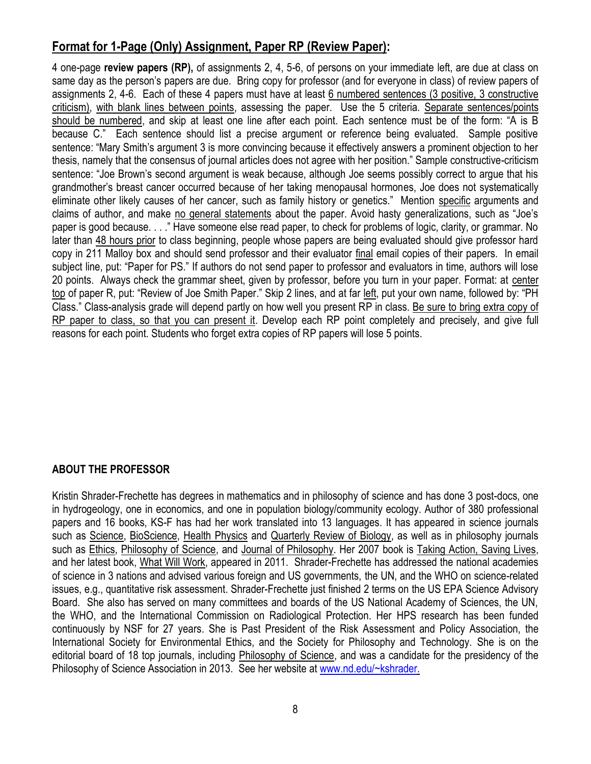## Format for 1-Page (Only) Assignment, Paper RP (Review Paper):

4 one-page **review papers (RP),** of assignments 2, 4, 5-6, of persons on your immediate left, are due at class on same day as the person's papers are due. Bring copy for professor (and for everyone in class) of review papers of assignments 2, 4-6. Each of these 4 papers must have at least 6 numbered sentences (3 positive, 3 constructive criticism), with blank lines between points, assessing the paper. Use the 5 criteria. Separate sentences/points should be numbered, and skip at least one line after each point. Each sentence must be of the form: "A is B because C." Each sentence should list a precise argument or reference being evaluated. Sample positive sentence: "Mary Smith's argument 3 is more convincing because it effectively answers a prominent objection to her thesis, namely that the consensus of journal articles does not agree with her position." Sample constructive-criticism sentence: "Joe Brown's second argument is weak because, although Joe seems possibly correct to argue that his grandmother's breast cancer occurred because of her taking menopausal hormones, Joe does not systematically eliminate other likely causes of her cancer, such as family history or genetics." Mention specific arguments and claims of author, and make no general statements about the paper. Avoid hasty generalizations, such as "Joe's paper is good because. . . ." Have someone else read paper, to check for problems of logic, clarity, or grammar. No later than 48 hours prior to class beginning, people whose papers are being evaluated should give professor hard copy in 211 Malloy box and should send professor and their evaluator final email copies of their papers. In email subject line, put: "Paper for PS." If authors do not send paper to professor and evaluators in time, authors will lose 20 points. Always check the grammar sheet, given by professor, before you turn in your paper. Format: at center top of paper R, put: "Review of Joe Smith Paper." Skip 2 lines, and at far left, put your own name, followed by: "PH Class." Class-analysis grade will depend partly on how well you present RP in class. Be sure to bring extra copy of RP paper to class, so that you can present it. Develop each RP point completely and precisely, and give full reasons for each point. Students who forget extra copies of RP papers will lose 5 points.

**ABOUT THE PROFESSOR**

Kristin Shrader-Frechette has degrees in mathematics and in philosophy of science and has done 3 post-docs, one in hydrogeology, one in economics, and one in population biology/community ecology. Author of 380 professional papers and 16 books, KS-F has had her work translated into 13 languages. It has appeared in science journals such as Science, BioScience, Health Physics and Quarterly Review of Biology, as well as in philosophy journals such as Ethics, Philosophy of Science, and Journal of Philosophy. Her 2007 book is Taking Action, Saving Lives, and her latest book, What Will Work, appeared in 2011. Shrader-Frechette has addressed the national academies of science in 3 nations and advised various foreign and US governments, the UN, and the WHO on science-related issues, e.g., quantitative risk assessment. Shrader-Frechette just finished 2 terms on the US EPA Science Advisory Board. She also has served on many committees and boards of the US National Academy of Sciences, the UN, the WHO, and the International Commission on Radiological Protection. Her HPS research has been funded continuously by NSF for 27 years. She is Past President of the Risk Assessment and Policy Association, the International Society for Environmental Ethics, and the Society for Philosophy and Technology. She is on the editorial board of 18 top journals, including Philosophy of Science, and was a candidate for the presidency of the Philosophy of Science Association in 2013. See her website at www.nd.edu/~kshrader.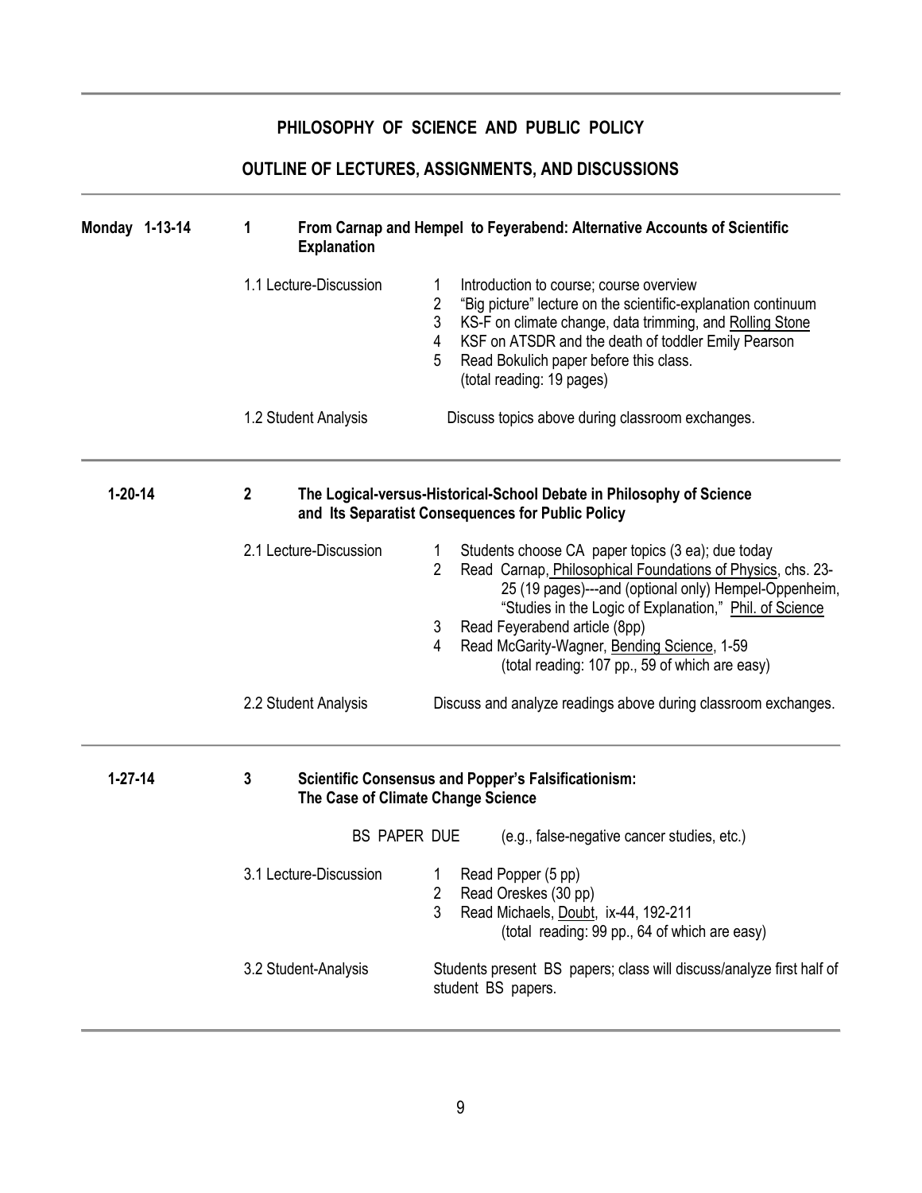## PHILOSOPHY OF SCIENCE AND PUBLIC POLICY

## OUTLINE OF LECTURES, ASSIGNMENTS, AND DISCUSSIONS

---

**Monday 1-13-14** **1** **From Carnap and Hempel to Feyerabend: Alternative Accounts of Scientific Explanation**

1.1 Lecture-Discussion

1. Introduction to course; course overview
2. "Big picture" lecture on the scientific-explanation continuum
3. KS-F on climate change, data trimming, and Rolling Stone
4. KSF on ATSDR and the death of toddler Emily Pearson
5. Read Bokulich paper before this class.
   (total reading: 19 pages)

1.2 Student Analysis — Discuss topics above during classroom exchanges.

---

**1-20-14** **2** **The Logical-versus-Historical-School Debate in Philosophy of Science and Its Separatist Consequences for Public Policy**

2.1 Lecture-Discussion

1. Students choose CA paper topics (3 ea); due today
2. Read Carnap, Philosophical Foundations of Physics, chs. 23-25 (19 pages)---and (optional only) Hempel-Oppenheim, "Studies in the Logic of Explanation," Phil. of Science
3. Read Feyerabend article (8pp)
4. Read McGarity-Wagner, Bending Science, 1-59
   (total reading: 107 pp., 59 of which are easy)

2.2 Student Analysis — Discuss and analyze readings above during classroom exchanges.

---

**1-27-14** **3** **Scientific Consensus and Popper's Falsificationism: The Case of Climate Change Science**

BS PAPER DUE (e.g., false-negative cancer studies, etc.)

3.1 Lecture-Discussion

1. Read Popper (5 pp)
2. Read Oreskes (30 pp)
3. Read Michaels, Doubt, ix-44, 192-211
   (total reading: 99 pp., 64 of which are easy)

3.2 Student-Analysis — Students present BS papers; class will discuss/analyze first half of student BS papers.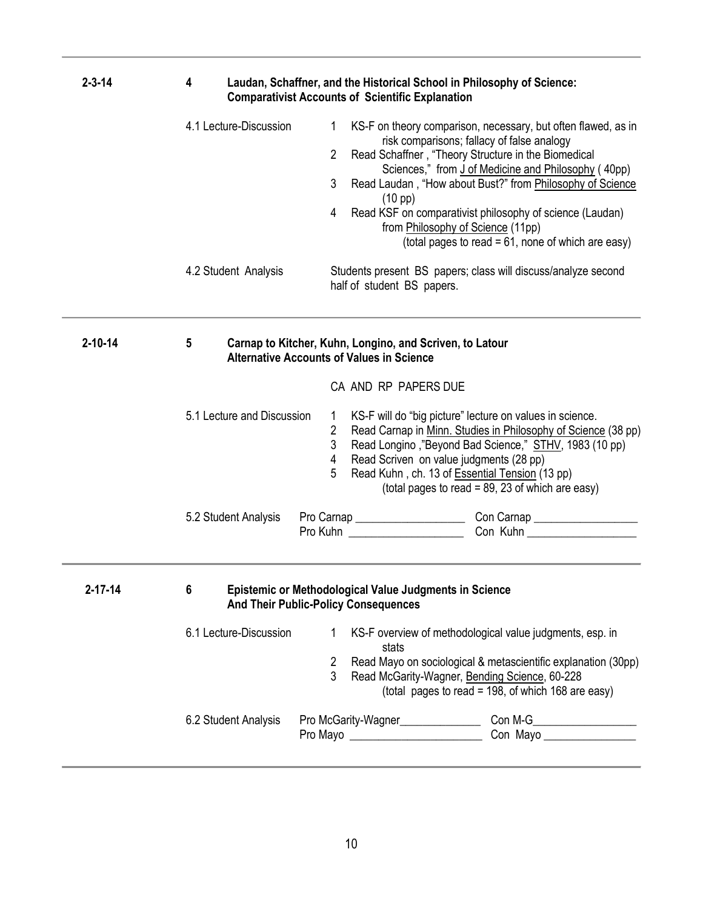**2-3-14** | **4** | **Laudan, Schaffner, and the Historical School in Philosophy of Science: Comparativist Accounts of Scientific Explanation**

4.1 Lecture-Discussion

1. KS-F on theory comparison, necessary, but often flawed, as in risk comparisons; fallacy of false analogy
2. Read Schaffner , "Theory Structure in the Biomedical Sciences," from J of Medicine and Philosophy ( 40pp)
3. Read Laudan , "How about Bust?" from Philosophy of Science (10 pp)
4. Read KSF on comparativist philosophy of science (Laudan) from Philosophy of Science (11pp)
   (total pages to read = 61, none of which are easy)

4.2 Student Analysis

Students present BS papers; class will discuss/analyze second half of student BS papers.

---

**2-10-14** | **5** | **Carnap to Kitcher, Kuhn, Longino, and Scriven, to Latour Alternative Accounts of Values in Science**

CA AND RP PAPERS DUE

5.1 Lecture and Discussion

1. KS-F will do "big picture" lecture on values in science.
2. Read Carnap in Minn. Studies in Philosophy of Science (38 pp)
3. Read Longino ,"Beyond Bad Science," STHV, 1983 (10 pp)
4. Read Scriven on value judgments (28 pp)
5. Read Kuhn , ch. 13 of Essential Tension (13 pp)
   (total pages to read = 89, 23 of which are easy)

5.2 Student Analysis

Pro Carnap ___________________ Con Carnap __________________

Pro Kuhn ____________________ Con Kuhn ___________________

---

**2-17-14** | **6** | **Epistemic or Methodological Value Judgments in Science And Their Public-Policy Consequences**

6.1 Lecture-Discussion

1. KS-F overview of methodological value judgments, esp. in stats
2. Read Mayo on sociological & metascientific explanation (30pp)
3. Read McGarity-Wagner, Bending Science, 60-228
   (total pages to read = 198, of which 168 are easy)

6.2 Student Analysis

Pro McGarity-Wagner______________ Con M-G__________________

Pro Mayo _______________________ Con Mayo ________________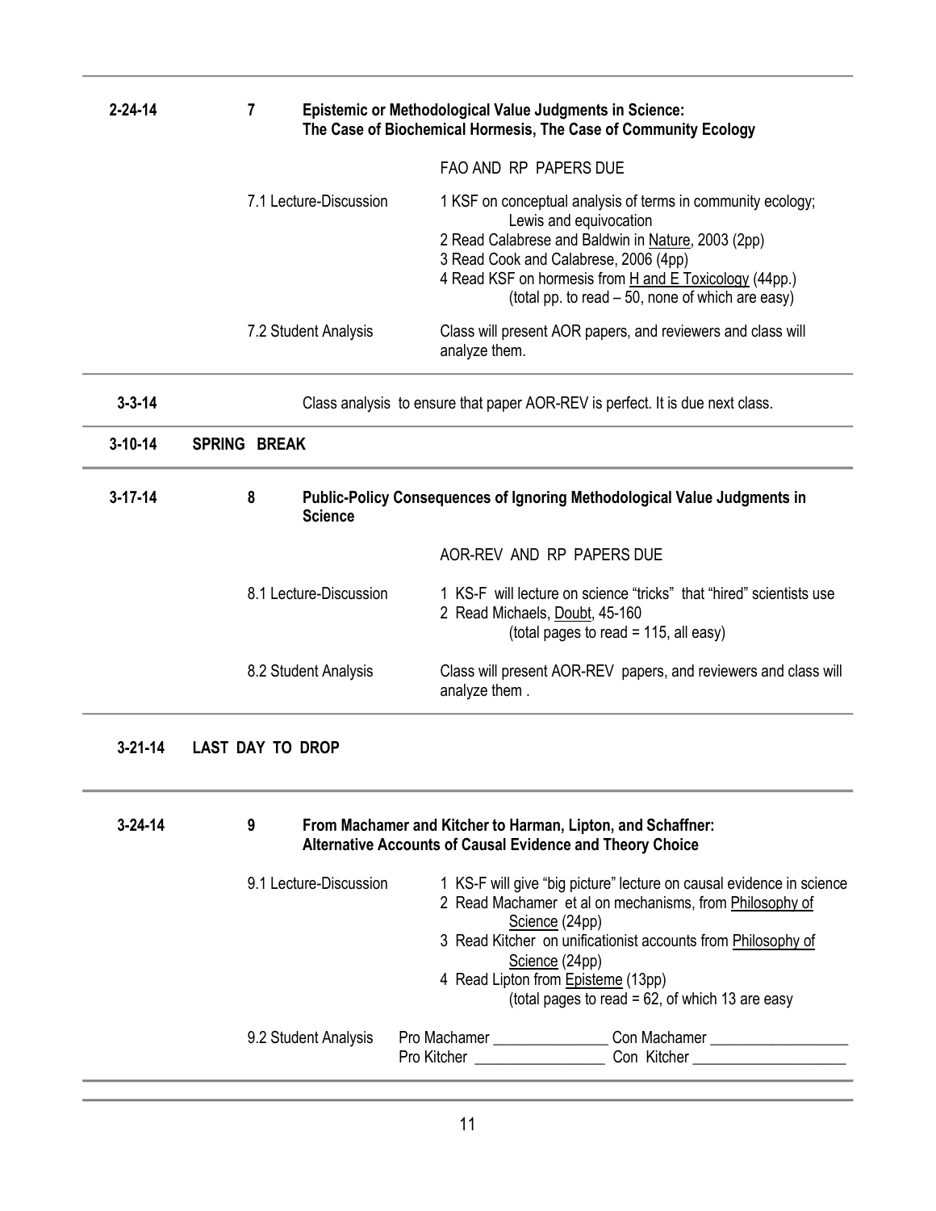| Date | Session | Topic / Activity | Details |
|---|---|---|---|
| **2-24-14** | **7** | **Epistemic or Methodological Value Judgments in Science: The Case of Biochemical Hormesis, The Case of Community Ecology** | |
| | | | FAO AND RP PAPERS DUE |
| | 7.1 Lecture-Discussion | | 1 KSF on conceptual analysis of terms in community ecology; Lewis and equivocation<br>2 Read Calabrese and Baldwin in Nature, 2003 (2pp)<br>3 Read Cook and Calabrese, 2006 (4pp)<br>4 Read KSF on hormesis from H and E Toxicology (44pp.)<br>(total pp. to read – 50, none of which are easy) |
| | 7.2 Student Analysis | | Class will present AOR papers, and reviewers and class will analyze them. |
| **3-3-14** | | Class analysis to ensure that paper AOR-REV is perfect. It is due next class. | |
| **3-10-14** | **SPRING BREAK** | | |
| **3-17-14** | **8** | **Public-Policy Consequences of Ignoring Methodological Value Judgments in Science** | |
| | | | AOR-REV AND RP PAPERS DUE |
| | 8.1 Lecture-Discussion | | 1 KS-F will lecture on science "tricks" that "hired" scientists use<br>2 Read Michaels, Doubt, 45-160<br>(total pages to read = 115, all easy) |
| | 8.2 Student Analysis | | Class will present AOR-REV papers, and reviewers and class will analyze them . |
| **3-21-14** | **LAST DAY TO DROP** | | |
| **3-24-14** | **9** | **From Machamer and Kitcher to Harman, Lipton, and Schaffner: Alternative Accounts of Causal Evidence and Theory Choice** | |
| | 9.1 Lecture-Discussion | | 1 KS-F will give "big picture" lecture on causal evidence in science<br>2 Read Machamer et al on mechanisms, from Philosophy of Science (24pp)<br>3 Read Kitcher on unificationist accounts from Philosophy of Science (24pp)<br>4 Read Lipton from Episteme (13pp)<br>(total pages to read = 62, of which 13 are easy |
| | 9.2 Student Analysis | | Pro Machamer _______________ Con Machamer __________________<br>Pro Kitcher _________________ Con Kitcher ____________________ |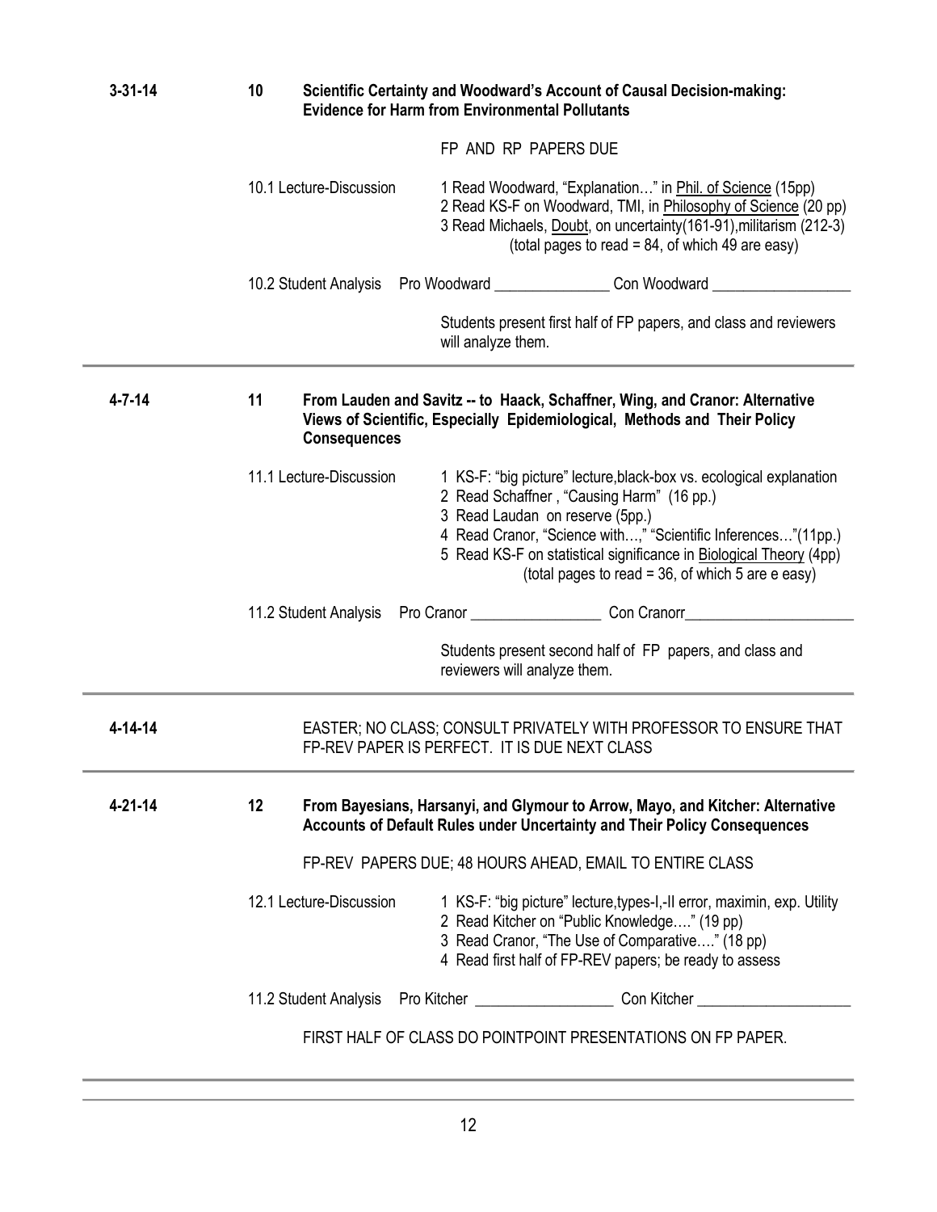**3-31-14** | **10** | **Scientific Certainty and Woodward's Account of Causal Decision-making: Evidence for Harm from Environmental Pollutants**

FP AND RP PAPERS DUE

10.1 Lecture-Discussion

1 Read Woodward, "Explanation…" in Phil. of Science (15pp)
2 Read KS-F on Woodward, TMI, in Philosophy of Science (20 pp)
3 Read Michaels, Doubt, on uncertainty(161-91),militarism (212-3)
(total pages to read = 84, of which 49 are easy)

10.2 Student Analysis Pro Woodward _______________ Con Woodward __________________

Students present first half of FP papers, and class and reviewers will analyze them.

---

**4-7-14** | **11** | **From Lauden and Savitz -- to Haack, Schaffner, Wing, and Cranor: Alternative Views of Scientific, Especially Epidemiological, Methods and Their Policy Consequences**

11.1 Lecture-Discussion

1 KS-F: "big picture" lecture,black-box vs. ecological explanation
2 Read Schaffner , "Causing Harm" (16 pp.)
3 Read Laudan on reserve (5pp.)
4 Read Cranor, "Science with…," "Scientific Inferences…"(11pp.)
5 Read KS-F on statistical significance in Biological Theory (4pp)
(total pages to read = 36, of which 5 are e easy)

11.2 Student Analysis Pro Cranor _________________ Con Cranorr______________________

Students present second half of FP papers, and class and reviewers will analyze them.

---

**4-14-14**

EASTER; NO CLASS; CONSULT PRIVATELY WITH PROFESSOR TO ENSURE THAT FP-REV PAPER IS PERFECT. IT IS DUE NEXT CLASS

---

**4-21-14** | **12** | **From Bayesians, Harsanyi, and Glymour to Arrow, Mayo, and Kitcher: Alternative Accounts of Default Rules under Uncertainty and Their Policy Consequences**

FP-REV PAPERS DUE; 48 HOURS AHEAD, EMAIL TO ENTIRE CLASS

12.1 Lecture-Discussion

1 KS-F: "big picture" lecture,types-I,-II error, maximin, exp. Utility
2 Read Kitcher on "Public Knowledge…." (19 pp)
3 Read Cranor, "The Use of Comparative…." (18 pp)
4 Read first half of FP-REV papers; be ready to assess

11.2 Student Analysis Pro Kitcher __________________ Con Kitcher ____________________

FIRST HALF OF CLASS DO POINTPOINT PRESENTATIONS ON FP PAPER.

---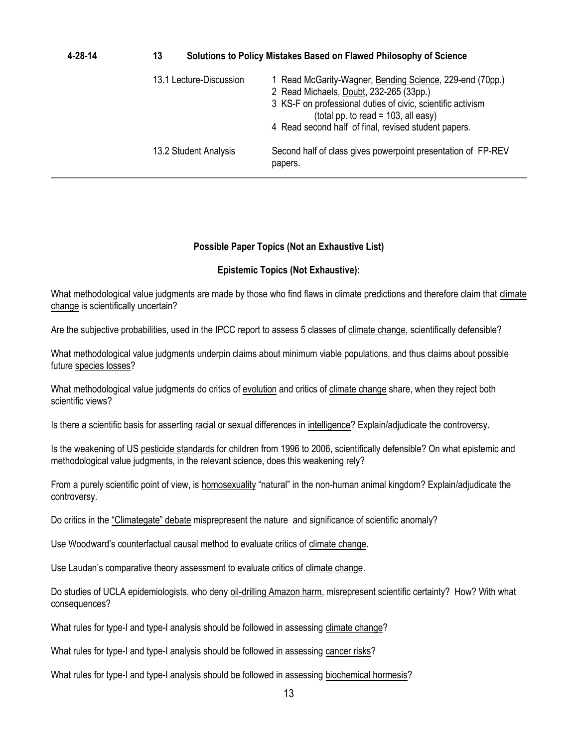| 4-28-14 | 13 | **Solutions to Policy Mistakes Based on Flawed Philosophy of Science** |
|---|---|---|
| | 13.1 Lecture-Discussion | 1 Read McGarity-Wagner, Bending Science, 229-end (70pp.)<br>2 Read Michaels, Doubt, 232-265 (33pp.)<br>3 KS-F on professional duties of civic, scientific activism (total pp. to read = 103, all easy)<br>4 Read second half of final, revised student papers. |
| | 13.2 Student Analysis | Second half of class gives powerpoint presentation of FP-REV papers. |

## Possible Paper Topics (Not an Exhaustive List)

### Epistemic Topics (Not Exhaustive):

What methodological value judgments are made by those who find flaws in climate predictions and therefore claim that climate change is scientifically uncertain?

Are the subjective probabilities, used in the IPCC report to assess 5 classes of climate change, scientifically defensible?

What methodological value judgments underpin claims about minimum viable populations, and thus claims about possible future species losses?

What methodological value judgments do critics of evolution and critics of climate change share, when they reject both scientific views?

Is there a scientific basis for asserting racial or sexual differences in intelligence? Explain/adjudicate the controversy.

Is the weakening of US pesticide standards for children from 1996 to 2006, scientifically defensible? On what epistemic and methodological value judgments, in the relevant science, does this weakening rely?

From a purely scientific point of view, is homosexuality "natural" in the non-human animal kingdom? Explain/adjudicate the controversy.

Do critics in the "Climategate" debate misprepresent the nature and significance of scientific anomaly?

Use Woodward's counterfactual causal method to evaluate critics of climate change.

Use Laudan's comparative theory assessment to evaluate critics of climate change.

Do studies of UCLA epidemiologists, who deny oil-drilling Amazon harm, misrepresent scientific certainty? How? With what consequences?

What rules for type-I and type-I analysis should be followed in assessing climate change?

What rules for type-I and type-I analysis should be followed in assessing cancer risks?

What rules for type-I and type-I analysis should be followed in assessing biochemical hormesis?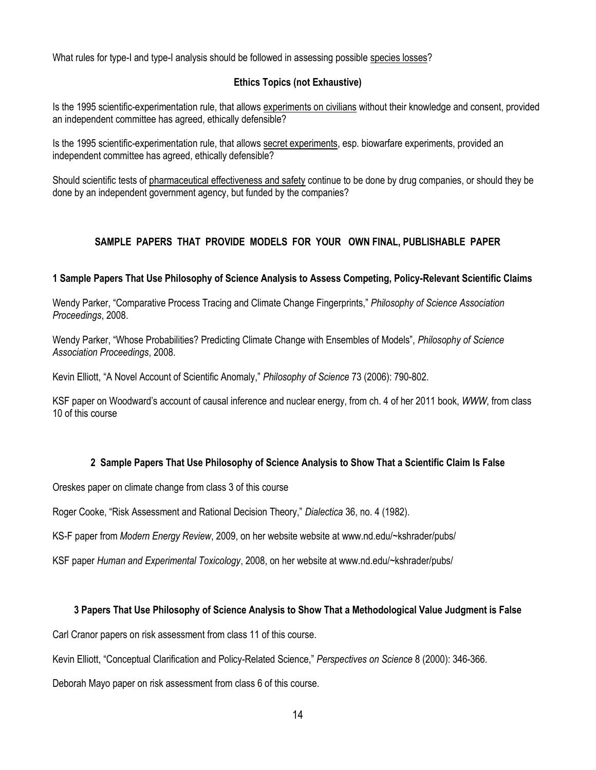What rules for type-I and type-I analysis should be followed in assessing possible <u>species losses</u>?

### Ethics Topics (not Exhaustive)

Is the 1995 scientific-experimentation rule, that allows <u>experiments on civilians</u> without their knowledge and consent, provided an independent committee has agreed, ethically defensible?

Is the 1995 scientific-experimentation rule, that allows <u>secret experiments</u>, esp. biowarfare experiments, provided an independent committee has agreed, ethically defensible?

Should scientific tests of <u>pharmaceutical effectiveness and safety</u> continue to be done by drug companies, or should they be done by an independent government agency, but funded by the companies?

## SAMPLE PAPERS THAT PROVIDE MODELS FOR YOUR OWN FINAL, PUBLISHABLE PAPER

### 1 Sample Papers That Use Philosophy of Science Analysis to Assess Competing, Policy-Relevant Scientific Claims

Wendy Parker, "Comparative Process Tracing and Climate Change Fingerprints," *Philosophy of Science Association Proceedings*, 2008.

Wendy Parker, "Whose Probabilities? Predicting Climate Change with Ensembles of Models", *Philosophy of Science Association Proceedings*, 2008.

Kevin Elliott, "A Novel Account of Scientific Anomaly," *Philosophy of Science* 73 (2006): 790-802.

KSF paper on Woodward's account of causal inference and nuclear energy, from ch. 4 of her 2011 book, *WWW*, from class 10 of this course

### 2 Sample Papers That Use Philosophy of Science Analysis to Show That a Scientific Claim Is False

Oreskes paper on climate change from class 3 of this course

Roger Cooke, "Risk Assessment and Rational Decision Theory," *Dialectica* 36, no. 4 (1982).

KS-F paper from *Modern Energy Review*, 2009, on her website website at www.nd.edu/~kshrader/pubs/

KSF paper *Human and Experimental Toxicology*, 2008, on her website at www.nd.edu/~kshrader/pubs/

### 3 Papers That Use Philosophy of Science Analysis to Show That a Methodological Value Judgment is False

Carl Cranor papers on risk assessment from class 11 of this course.

Kevin Elliott, "Conceptual Clarification and Policy-Related Science," *Perspectives on Science* 8 (2000): 346-366.

Deborah Mayo paper on risk assessment from class 6 of this course.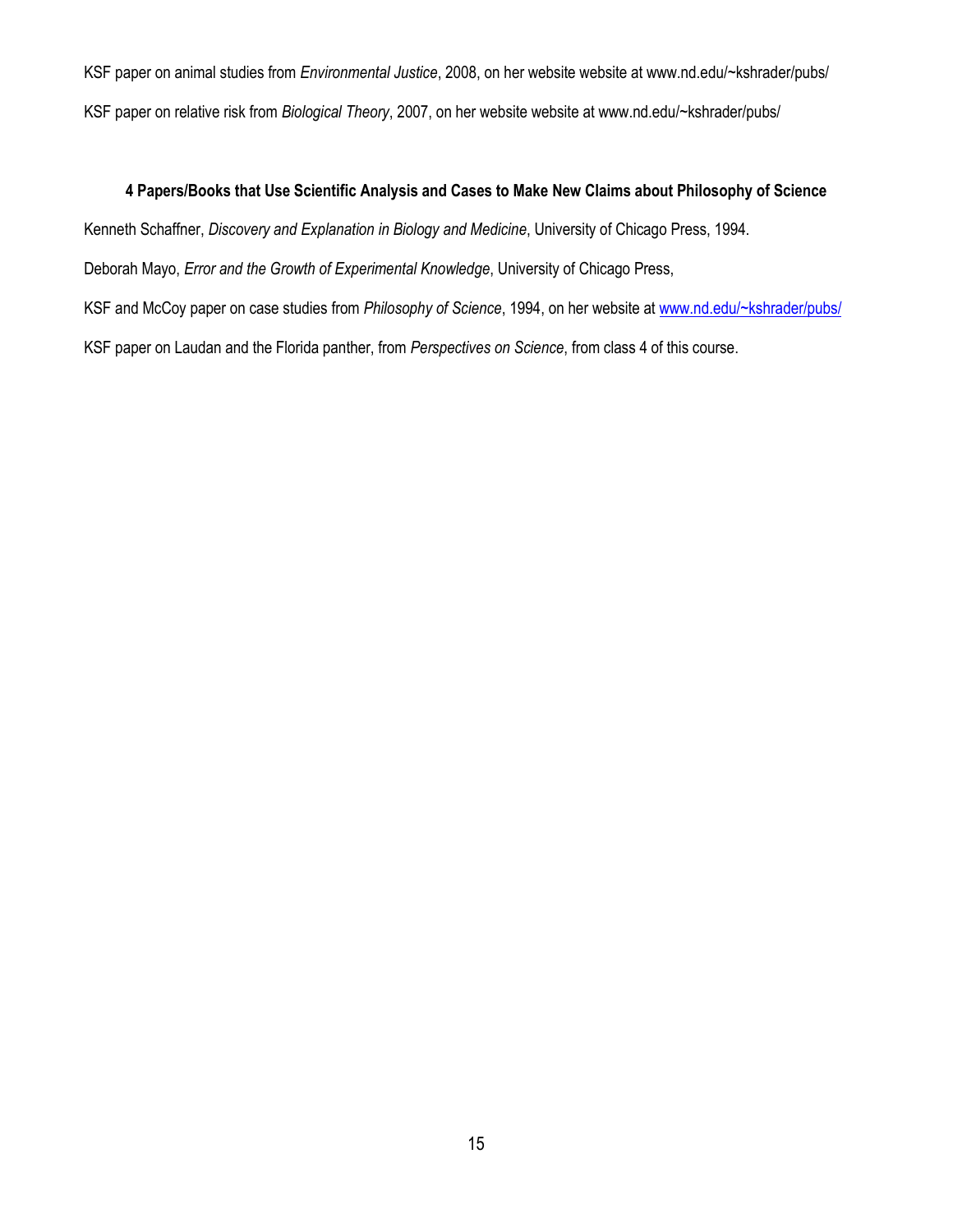KSF paper on animal studies from *Environmental Justice*, 2008, on her website website at www.nd.edu/~kshrader/pubs/

KSF paper on relative risk from *Biological Theory*, 2007, on her website website at www.nd.edu/~kshrader/pubs/

**4 Papers/Books that Use Scientific Analysis and Cases to Make New Claims about Philosophy of Science**

Kenneth Schaffner, *Discovery and Explanation in Biology and Medicine*, University of Chicago Press, 1994.

Deborah Mayo, *Error and the Growth of Experimental Knowledge*, University of Chicago Press,

KSF and McCoy paper on case studies from *Philosophy of Science*, 1994, on her website at www.nd.edu/~kshrader/pubs/

KSF paper on Laudan and the Florida panther, from *Perspectives on Science*, from class 4 of this course.